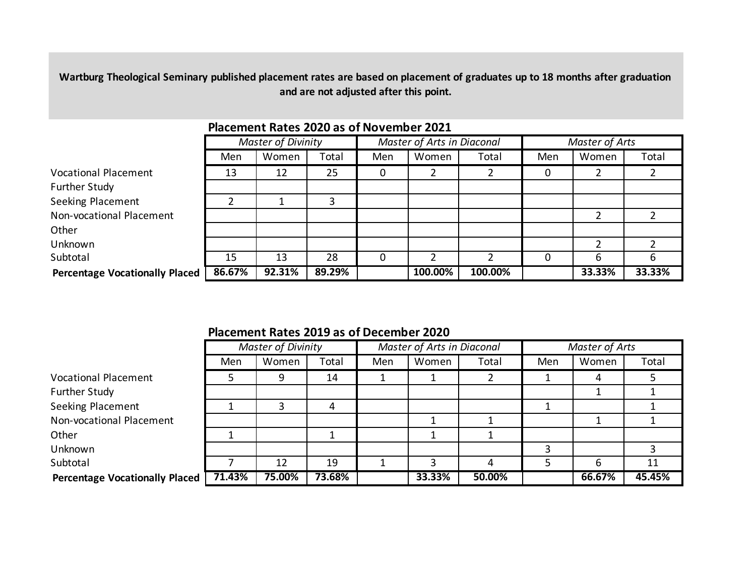**Wartburg Theological Seminary published placement rates are based on placement of graduates up to 18 months after graduation and are not adjusted after this point.**

## Placement Rates 2020 as of November 2021

| | *Master of Divinity* | | | *Master of Arts in Diaconal* | | | *Master of Arts* | | |
|---|---|---|---|---|---|---|---|---|---|
| | Men | Women | Total | Men | Women | Total | Men | Women | Total |
| Vocational Placement | 13 | 12 | 25 | 0 | 2 | 2 | 0 | 2 | 2 |
| Further Study | | | | | | | | | |
| Seeking Placement | 2 | 1 | 3 | | | | | | |
| Non-vocational Placement | | | | | | | | 2 | 2 |
| Other | | | | | | | | | |
| Unknown | | | | | | | | 2 | 2 |
| Subtotal | 15 | 13 | 28 | 0 | 2 | 2 | 0 | 6 | 6 |
| **Percentage Vocationally Placed** | **86.67%** | **92.31%** | **89.29%** | | **100.00%** | **100.00%** | | **33.33%** | **33.33%** |

## Placement Rates 2019 as of December 2020

| | *Master of Divinity* | | | *Master of Arts in Diaconal* | | | *Master of Arts* | | |
|---|---|---|---|---|---|---|---|---|---|
| | Men | Women | Total | Men | Women | Total | Men | Women | Total |
| Vocational Placement | 5 | 9 | 14 | 1 | 1 | 2 | 1 | 4 | 5 |
| Further Study | | | | | | | | 1 | 1 |
| Seeking Placement | 1 | 3 | 4 | | | | 1 | | 1 |
| Non-vocational Placement | | | | | 1 | 1 | | 1 | 1 |
| Other | 1 | | 1 | | 1 | 1 | | | |
| Unknown | | | | | | | 3 | | 3 |
| Subtotal | 7 | 12 | 19 | 1 | 3 | 4 | 5 | 6 | 11 |
| **Percentage Vocationally Placed** | **71.43%** | **75.00%** | **73.68%** | | **33.33%** | **50.00%** | | **66.67%** | **45.45%** |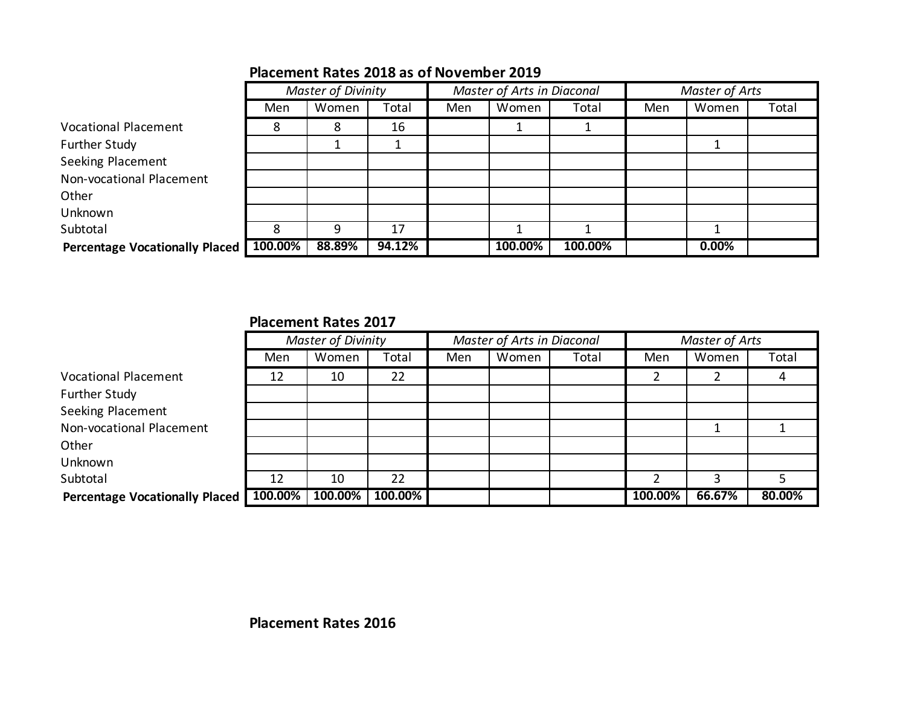## Placement Rates 2018 as of November 2019

| | Master of Divinity | | | Master of Arts in Diaconal | | | Master of Arts | | |
|---|---|---|---|---|---|---|---|---|---|
| | Men | Women | Total | Men | Women | Total | Men | Women | Total |
| Vocational Placement | 8 | 8 | 16 | | 1 | 1 | | | |
| Further Study | | 1 | 1 | | | | | 1 | |
| Seeking Placement | | | | | | | | | |
| Non-vocational Placement | | | | | | | | | |
| Other | | | | | | | | | |
| Unknown | | | | | | | | | |
| Subtotal | 8 | 9 | 17 | | 1 | 1 | | 1 | |
| **Percentage Vocationally Placed** | **100.00%** | **88.89%** | **94.12%** | | **100.00%** | **100.00%** | | **0.00%** | |

## Placement Rates 2017

| | Master of Divinity | | | Master of Arts in Diaconal | | | Master of Arts | | |
|---|---|---|---|---|---|---|---|---|---|
| | Men | Women | Total | Men | Women | Total | Men | Women | Total |
| Vocational Placement | 12 | 10 | 22 | | | | 2 | 2 | 4 |
| Further Study | | | | | | | | | |
| Seeking Placement | | | | | | | | | |
| Non-vocational Placement | | | | | | | | 1 | 1 |
| Other | | | | | | | | | |
| Unknown | | | | | | | | | |
| Subtotal | 12 | 10 | 22 | | | | 2 | 3 | 5 |
| **Percentage Vocationally Placed** | **100.00%** | **100.00%** | **100.00%** | | | | **100.00%** | **66.67%** | **80.00%** |

## Placement Rates 2016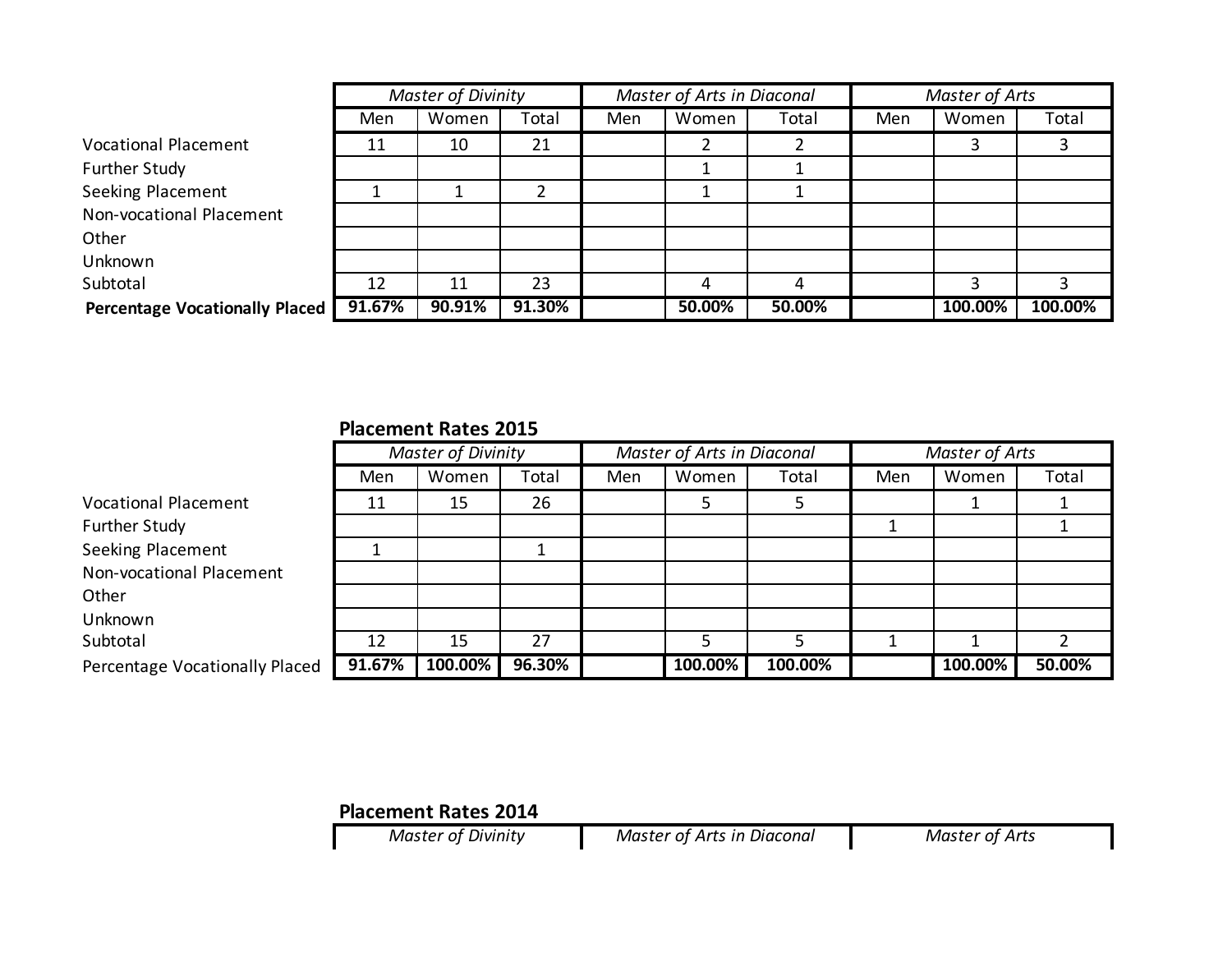| | *Master of Divinity* | | | *Master of Arts in Diaconal* | | | *Master of Arts* | | |
|---|---|---|---|---|---|---|---|---|---|
| | Men | Women | Total | Men | Women | Total | Men | Women | Total |
| Vocational Placement | 11 | 10 | 21 | | 2 | 2 | | 3 | 3 |
| Further Study | | | | | 1 | 1 | | | |
| Seeking Placement | 1 | 1 | 2 | | 1 | 1 | | | |
| Non-vocational Placement | | | | | | | | | |
| Other | | | | | | | | | |
| Unknown | | | | | | | | | |
| Subtotal | 12 | 11 | 23 | | 4 | 4 | | 3 | 3 |
| **Percentage Vocationally Placed** | **91.67%** | **90.91%** | **91.30%** | | **50.00%** | **50.00%** | | **100.00%** | **100.00%** |

**Placement Rates 2015**

| | *Master of Divinity* | | | *Master of Arts in Diaconal* | | | *Master of Arts* | | |
|---|---|---|---|---|---|---|---|---|---|
| | Men | Women | Total | Men | Women | Total | Men | Women | Total |
| Vocational Placement | 11 | 15 | 26 | | 5 | 5 | | 1 | 1 |
| Further Study | | | | | | | 1 | | 1 |
| Seeking Placement | 1 | | 1 | | | | | | |
| Non-vocational Placement | | | | | | | | | |
| Other | | | | | | | | | |
| Unknown | | | | | | | | | |
| Subtotal | 12 | 15 | 27 | | 5 | 5 | 1 | 1 | 2 |
| Percentage Vocationally Placed | **91.67%** | **100.00%** | **96.30%** | | **100.00%** | **100.00%** | | **100.00%** | **50.00%** |

**Placement Rates 2014**

| *Master of Divinity* | *Master of Arts in Diaconal* | *Master of Arts* |
|---|---|---|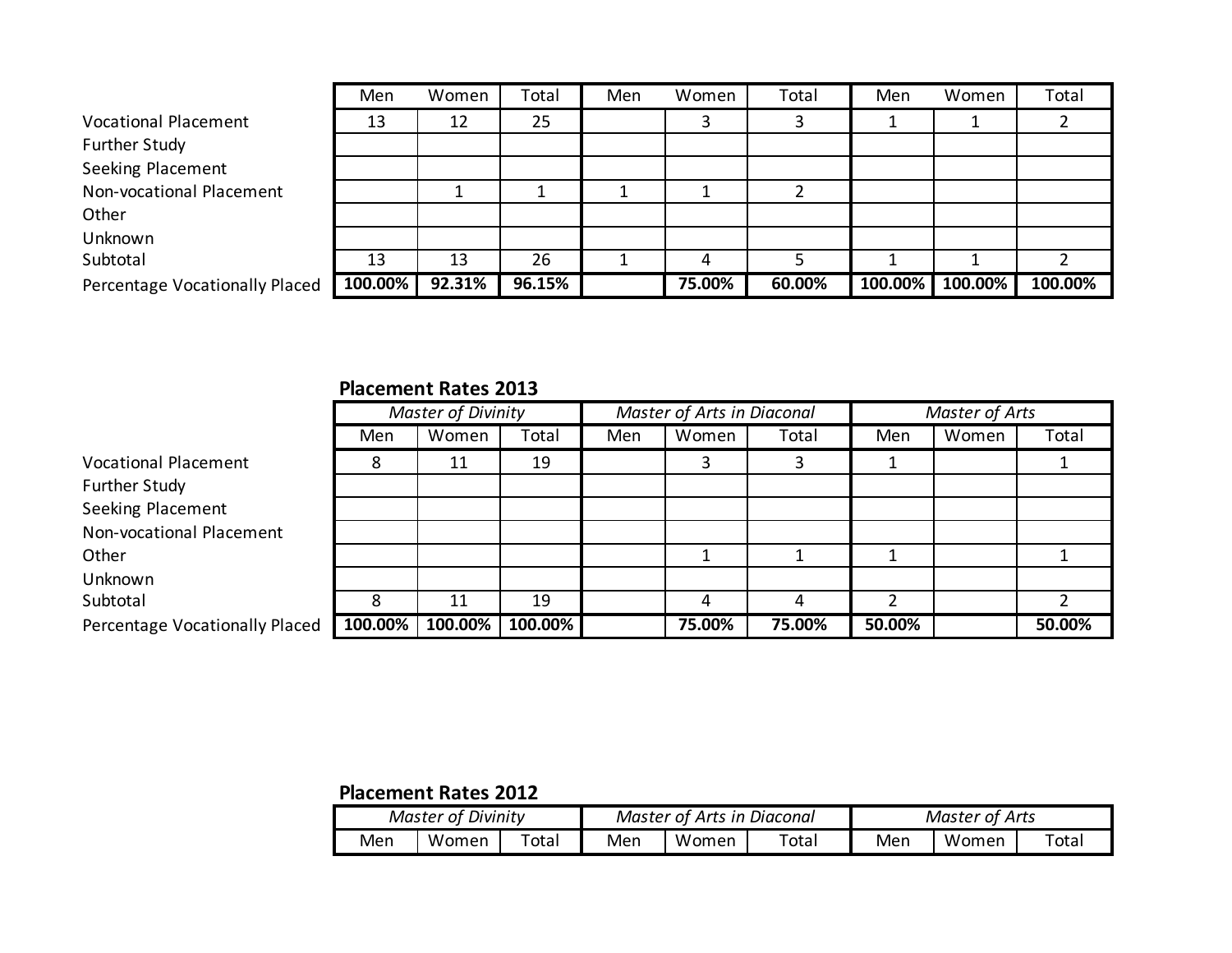| | Men | Women | Total | Men | Women | Total | Men | Women | Total |
|---|---|---|---|---|---|---|---|---|---|
| Vocational Placement | 13 | 12 | 25 | | 3 | 3 | 1 | 1 | 2 |
| Further Study | | | | | | | | | |
| Seeking Placement | | | | | | | | | |
| Non-vocational Placement | | 1 | 1 | 1 | 1 | 2 | | | |
| Other | | | | | | | | | |
| Unknown | | | | | | | | | |
| Subtotal | 13 | 13 | 26 | 1 | 4 | 5 | 1 | 1 | 2 |
| Percentage Vocationally Placed | **100.00%** | **92.31%** | **96.15%** | | **75.00%** | **60.00%** | **100.00%** | **100.00%** | **100.00%** |

**Placement Rates 2013**

| | *Master of Divinity* | | | *Master of Arts in Diaconal* | | | *Master of Arts* | | |
|---|---|---|---|---|---|---|---|---|---|
| | Men | Women | Total | Men | Women | Total | Men | Women | Total |
| Vocational Placement | 8 | 11 | 19 | | 3 | 3 | 1 | | 1 |
| Further Study | | | | | | | | | |
| Seeking Placement | | | | | | | | | |
| Non-vocational Placement | | | | | | | | | |
| Other | | | | | 1 | 1 | 1 | | 1 |
| Unknown | | | | | | | | | |
| Subtotal | 8 | 11 | 19 | | 4 | 4 | 2 | | 2 |
| Percentage Vocationally Placed | **100.00%** | **100.00%** | **100.00%** | | **75.00%** | **75.00%** | **50.00%** | | **50.00%** |

**Placement Rates 2012**

| *Master of Divinity* | | | *Master of Arts in Diaconal* | | | *Master of Arts* | | |
|---|---|---|---|---|---|---|---|---|
| Men | Women | Total | Men | Women | Total | Men | Women | Total |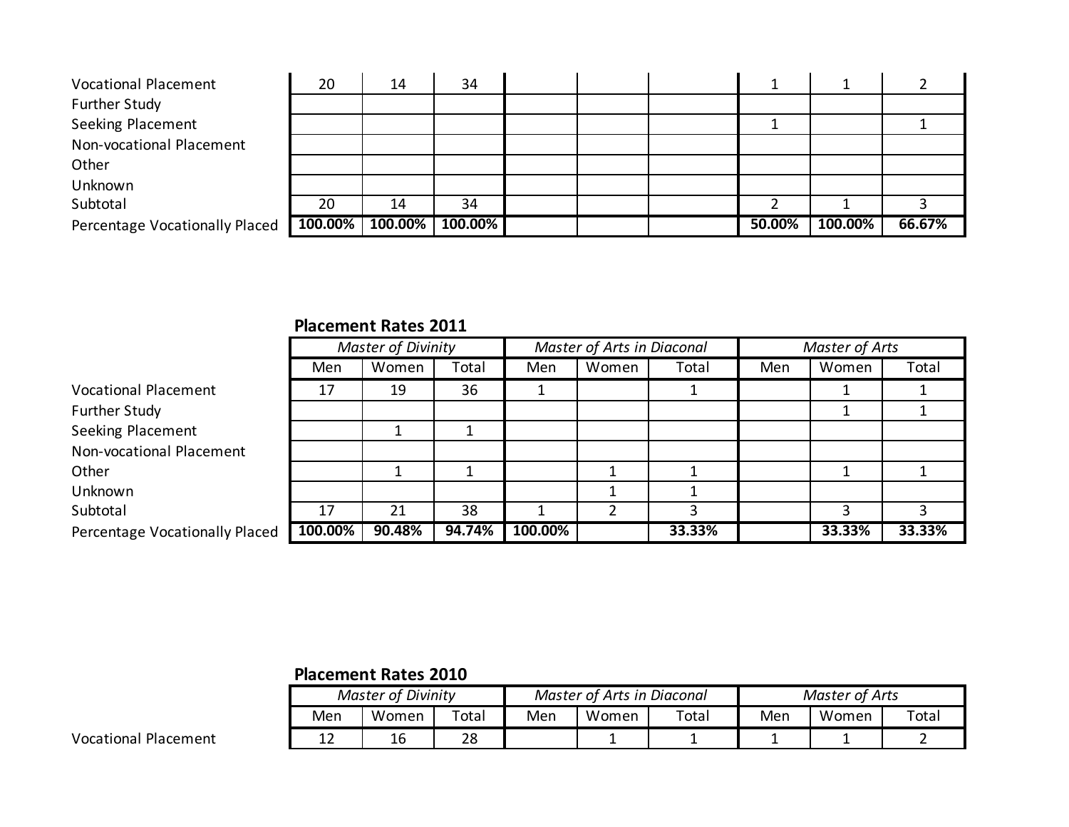| | Men | Women | Total | Men | Women | Total | Men | Women | Total |
|---|---|---|---|---|---|---|---|---|---|
| Vocational Placement | 20 | 14 | 34 | | | | 1 | 1 | 2 |
| Further Study | | | | | | | | | |
| Seeking Placement | | | | | | | 1 | | 1 |
| Non-vocational Placement | | | | | | | | | |
| Other | | | | | | | | | |
| Unknown | | | | | | | | | |
| Subtotal | 20 | 14 | 34 | | | | 2 | 1 | 3 |
| Percentage Vocationally Placed | **100.00%** | **100.00%** | **100.00%** | | | | **50.00%** | **100.00%** | **66.67%** |

**Placement Rates 2011**

| | *Master of Divinity* | | | *Master of Arts in Diaconal* | | | *Master of Arts* | | |
|---|---|---|---|---|---|---|---|---|---|
| | Men | Women | Total | Men | Women | Total | Men | Women | Total |
| Vocational Placement | 17 | 19 | 36 | 1 | | 1 | | 1 | 1 |
| Further Study | | | | | | | | 1 | 1 |
| Seeking Placement | | 1 | 1 | | | | | | |
| Non-vocational Placement | | | | | | | | | |
| Other | | 1 | 1 | | 1 | 1 | | 1 | 1 |
| Unknown | | | | | 1 | 1 | | | |
| Subtotal | 17 | 21 | 38 | 1 | 2 | 3 | | 3 | 3 |
| Percentage Vocationally Placed | **100.00%** | **90.48%** | **94.74%** | **100.00%** | | **33.33%** | | **33.33%** | **33.33%** |

**Placement Rates 2010**

| | *Master of Divinity* | | | *Master of Arts in Diaconal* | | | *Master of Arts* | | |
|---|---|---|---|---|---|---|---|---|---|
| | Men | Women | Total | Men | Women | Total | Men | Women | Total |
| Vocational Placement | 12 | 16 | 28 | | 1 | 1 | 1 | 1 | 2 |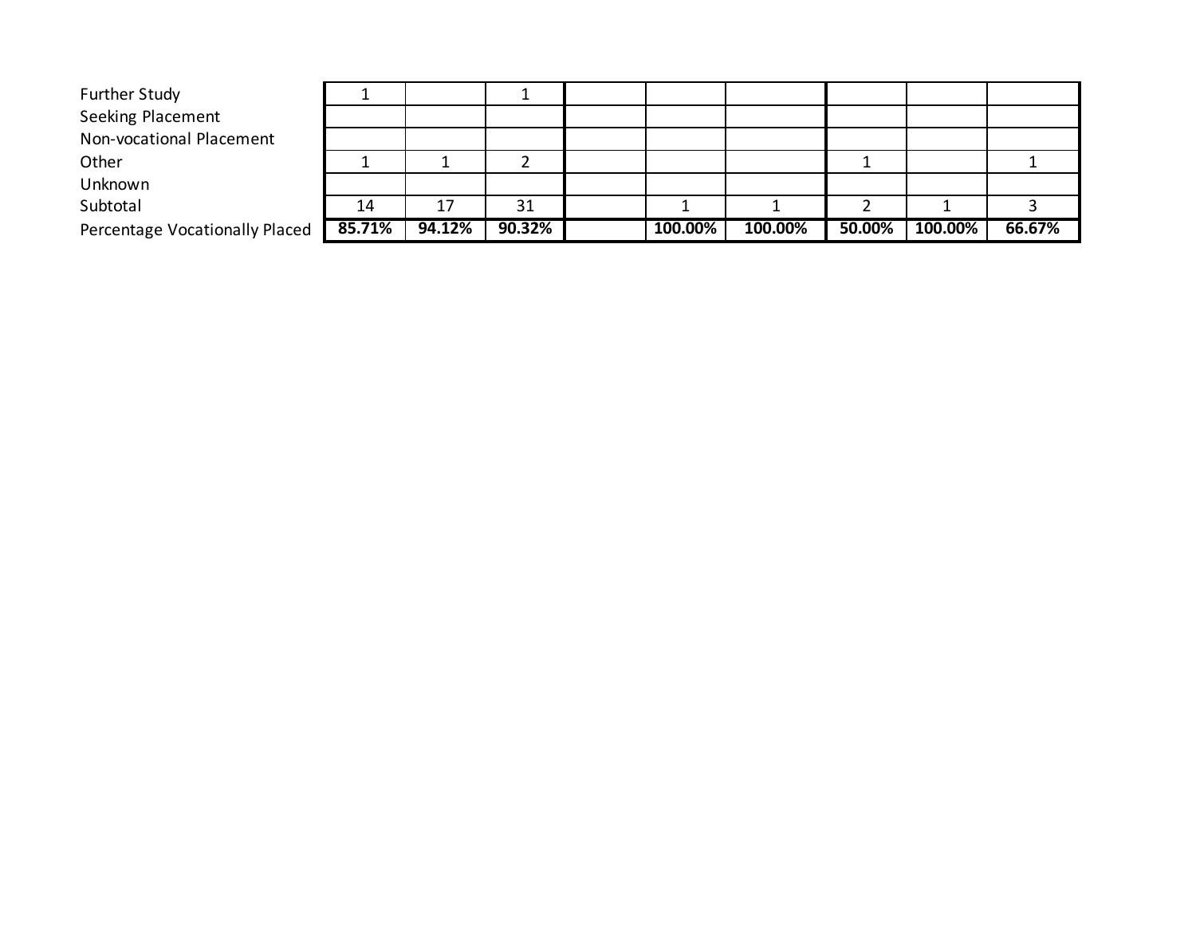| | | | | | | | | | |
|---|---|---|---|---|---|---|---|---|---|
| Further Study | 1 | | 1 | | | | | | |
| Seeking Placement | | | | | | | | | |
| Non-vocational Placement | | | | | | | | | |
| Other | 1 | 1 | 2 | | | | 1 | | 1 |
| Unknown | | | | | | | | | |
| Subtotal | 14 | 17 | 31 | | 1 | 1 | 2 | 1 | 3 |
| Percentage Vocationally Placed | **85.71%** | **94.12%** | **90.32%** | | **100.00%** | **100.00%** | **50.00%** | **100.00%** | **66.67%** |